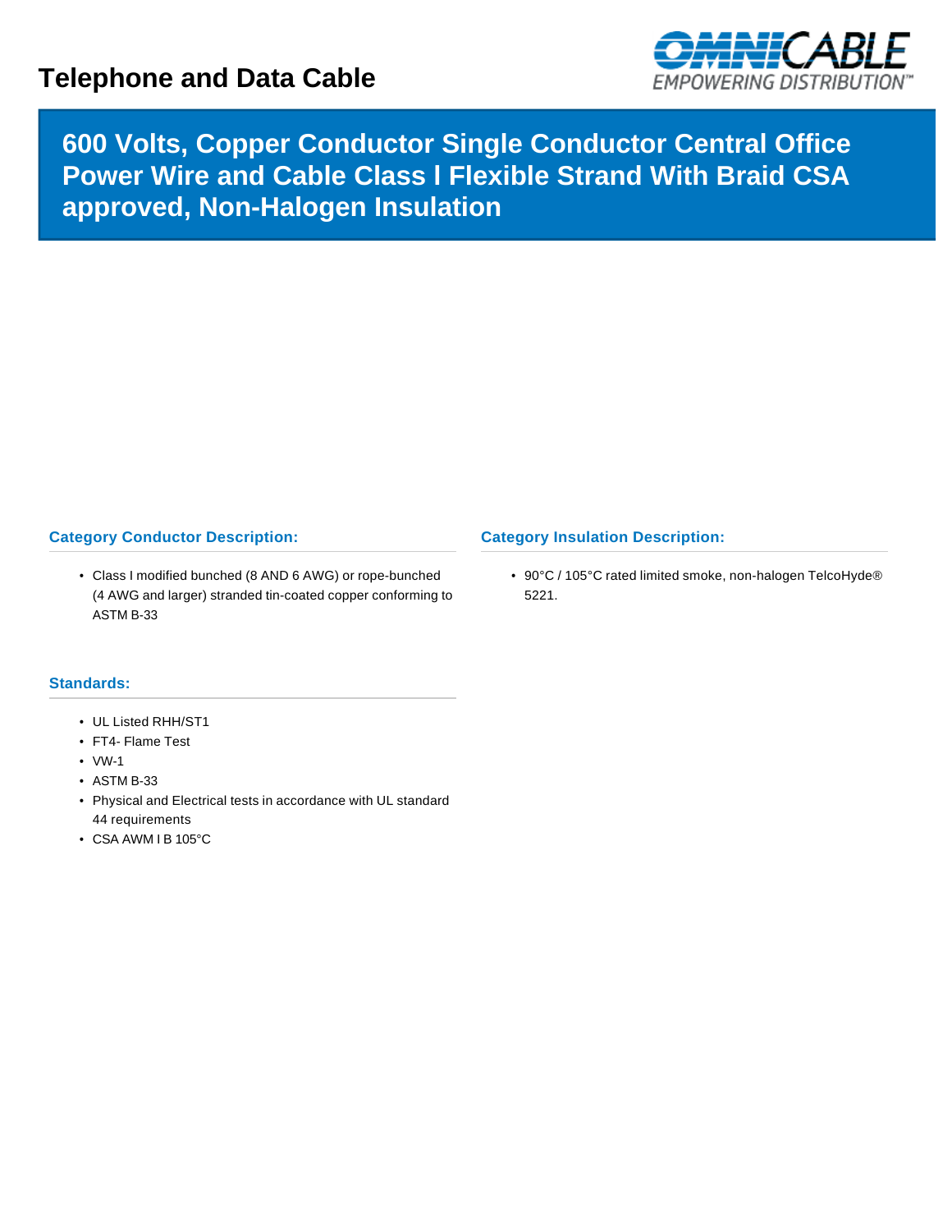# Telephone and Data Cable

## 600 Volts, Copper Conductor Single Conductor Central Office Power Wire and Cable Class I Flexible Strand With Braid CSA approved, Non-Halogen Insulation

### Category Conductor Description:

- Class I modified bunched (8 AND 6 AWG) or rope-bunched (4 AWG and larger) stranded tin-coated copper conforming to ASTM B-33

### Category Insulation Description:

- 90°C / 105°C rated limited smoke, non-halogen TelcoHyde® 5221.

### Standards:

- UL Listed RHH/ST1
- FT4- Flame Test
- VW-1
- ASTM B-33
- Physical and Electrical tests in accordance with UL standard 44 requirements
- CSA AWM I B 105°C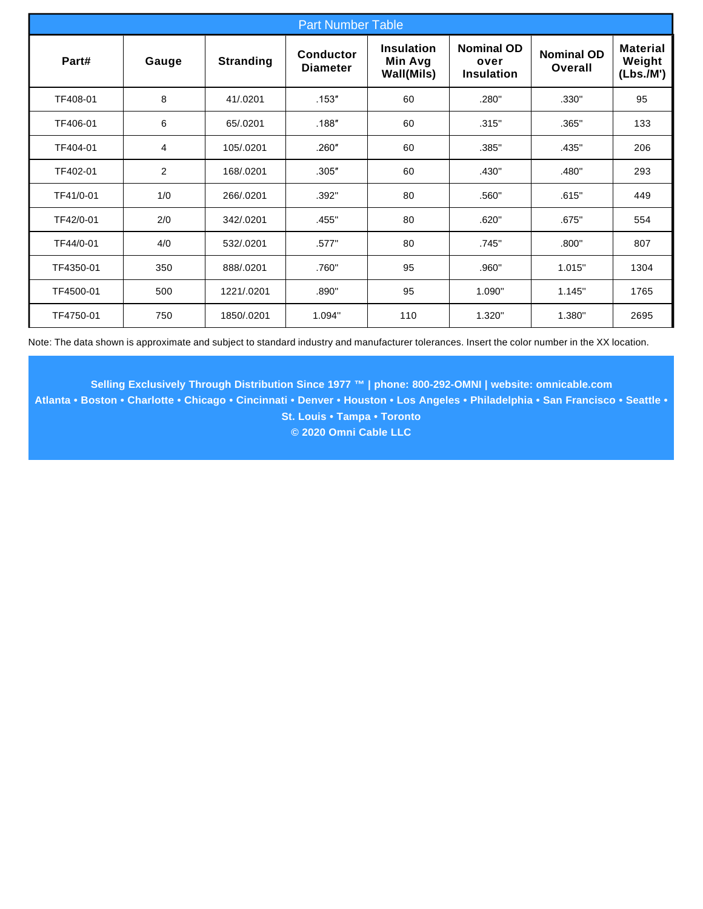## Part Number Table

| Part# | Gauge | Stranding | Conductor Diameter | Insulation Min Avg Wall(Mils) | Nominal OD over Insulation | Nominal OD Overall | Material Weight (Lbs./M') |
|---|---|---|---|---|---|---|---|
| TF408-01 | 8 | 41/.0201 | .153″ | 60 | .280" | .330" | 95 |
| TF406-01 | 6 | 65/.0201 | .188″ | 60 | .315" | .365" | 133 |
| TF404-01 | 4 | 105/.0201 | .260″ | 60 | .385" | .435" | 206 |
| TF402-01 | 2 | 168/.0201 | .305″ | 60 | .430" | .480" | 293 |
| TF41/0-01 | 1/0 | 266/.0201 | .392" | 80 | .560" | .615" | 449 |
| TF42/0-01 | 2/0 | 342/.0201 | .455" | 80 | .620" | .675" | 554 |
| TF44/0-01 | 4/0 | 532/.0201 | .577" | 80 | .745" | .800" | 807 |
| TF4350-01 | 350 | 888/.0201 | .760" | 95 | .960" | 1.015" | 1304 |
| TF4500-01 | 500 | 1221/.0201 | .890" | 95 | 1.090" | 1.145" | 1765 |
| TF4750-01 | 750 | 1850/.0201 | 1.094" | 110 | 1.320" | 1.380" | 2695 |

Note: The data shown is approximate and subject to standard industry and manufacturer tolerances. Insert the color number in the XX location.

**Selling Exclusively Through Distribution Since 1977 ™ | phone: 800-292-OMNI | website: omnicable.com**
**Atlanta • Boston • Charlotte • Chicago • Cincinnati • Denver • Houston • Los Angeles • Philadelphia • San Francisco • Seattle • St. Louis • Tampa • Toronto**
**© 2020 Omni Cable LLC**